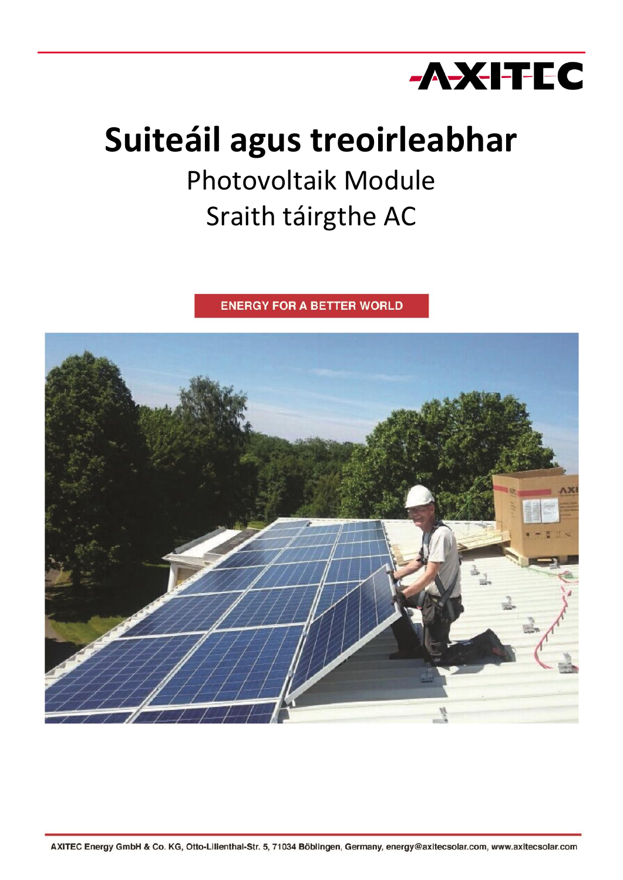AXITEC

# Suiteáil agus treoirleabhar

## Photovoltaik Module

## Sraith táirgthe AC

ENERGY FOR A BETTER WORLD

AXITEC Energy GmbH & Co. KG, Otto-Lilienthal-Str. 5, 71034 Böblingen, Germany, energy@axitecsolar.com, www.axitecsolar.com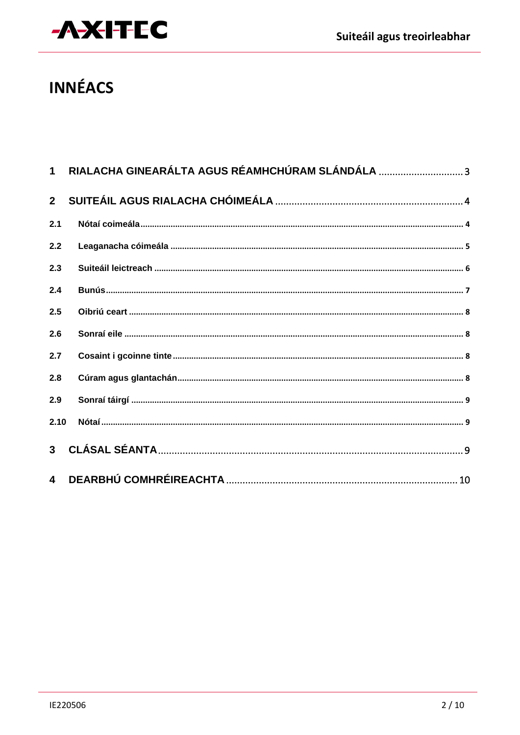# INNÉACS

| | | |
|---|---|---|
| **1** | **RIALACHA GINEARÁLTA AGUS RÉAMHCHÚRAM SLÁNDÁLA** | 3 |
| **2** | **SUITEÁIL AGUS RIALACHA CHÓIMEÁLA** | 4 |
| **2.1** | **Nótaí coimeála** | 4 |
| **2.2** | **Leaganacha cóimeála** | 5 |
| **2.3** | **Suiteáil leictreach** | 6 |
| **2.4** | **Bunús** | 7 |
| **2.5** | **Oibriú ceart** | 8 |
| **2.6** | **Sonraí eile** | 8 |
| **2.7** | **Cosaint i gcoinne tinte** | 8 |
| **2.8** | **Cúram agus glantachán** | 8 |
| **2.9** | **Sonraí táirgí** | 9 |
| **2.10** | **Nótaí** | 9 |
| **3** | **CLÁSAL SÉANTA** | 9 |
| **4** | **DEARBHÚ COMHRÉIREACHTA** | 10 |

IE220506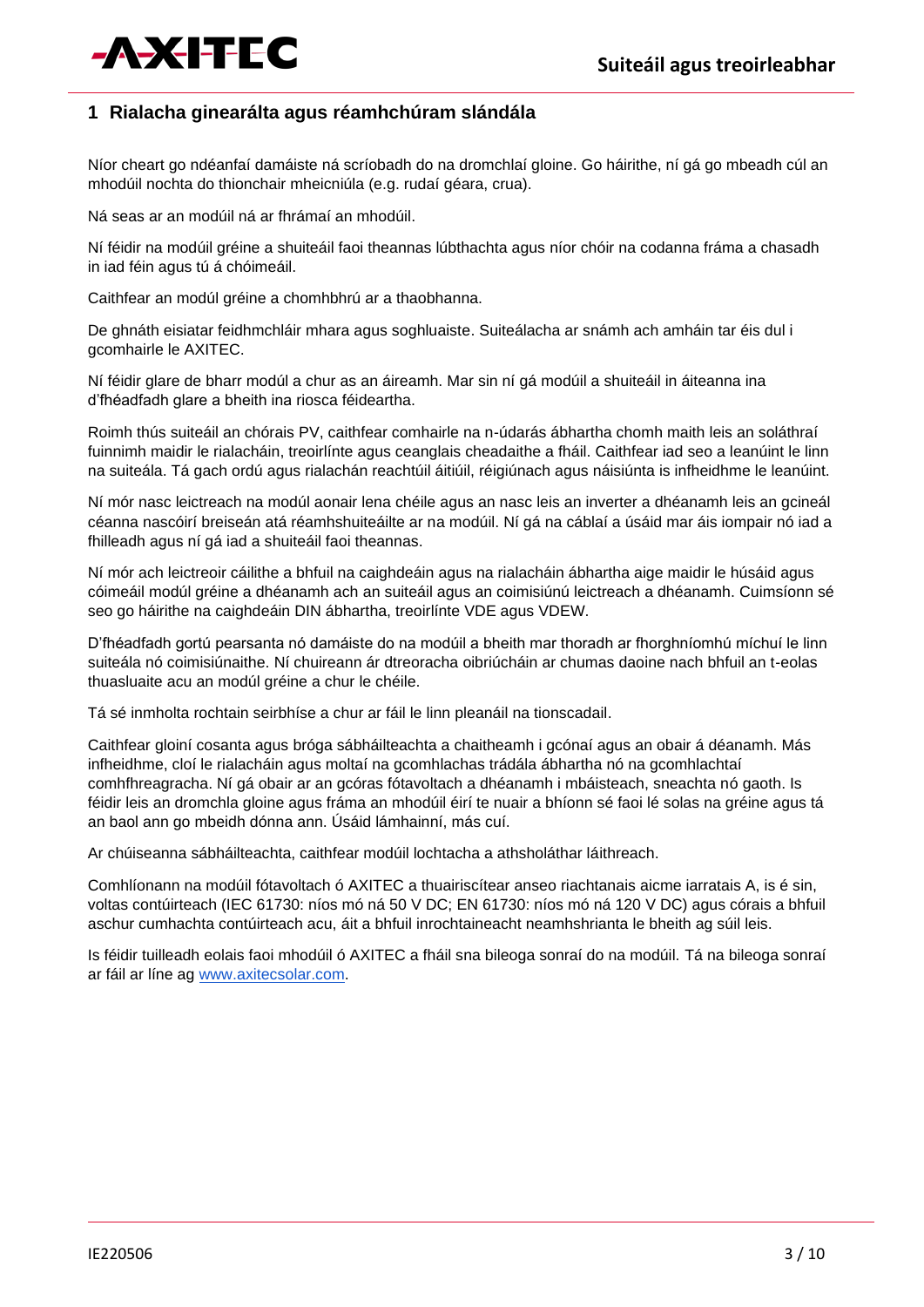## 1 Rialacha ginearálta agus réamhchúram slándála

Níor cheart go ndéanfaí damáiste ná scríobadh do na dromchlaí gloine. Go háirithe, ní gá go mbeadh cúl an mhodúil nochta do thionchair mheicniúla (e.g. rudaí géara, crua).

Ná seas ar an modúil ná ar fhrámaí an mhodúil.

Ní féidir na modúil gréine a shuiteáil faoi theannas lúbthachta agus níor chóir na codanna fráma a chasadh in iad féin agus tú á chóimeáil.

Caithfear an modúl gréine a chomhbhrú ar a thaobhanna.

De ghnáth eisiatar feidhmchláir mhara agus soghluaiste. Suiteálacha ar snámh ach amháin tar éis dul i gcomhairle le AXITEC.

Ní féidir glare de bharr modúl a chur as an áireamh. Mar sin ní gá modúil a shuiteáil in áiteanna ina d'fhéadfadh glare a bheith ina riosca féideartha.

Roimh thús suiteáil an chórais PV, caithfear comhairle na n-údarás ábhartha chomh maith leis an soláthraí fuinnimh maidir le rialacháin, treoirlínte agus ceanglais cheadaithe a fháil. Caithfear iad seo a leanúint le linn na suiteála. Tá gach ordú agus rialachán reachtúil áitiúil, réigiúnach agus náisiúnta is infheidhme le leanúint.

Ní mór nasc leictreach na modúl aonair lena chéile agus an nasc leis an inverter a dhéanamh leis an gcineál céanna nascóirí breiseán atá réamhshuiteáilte ar na modúil. Ní gá na cáblaí a úsáid mar áis iompair nó iad a fhilleadh agus ní gá iad a shuiteáil faoi theannas.

Ní mór ach leictreoir cáilithe a bhfuil na caighdeáin agus na rialacháin ábhartha aige maidir le húsáid agus cóimeáil modúl gréine a dhéanamh ach an suiteáil agus an coimisiúnú leictreach a dhéanamh. Cuimsíonn sé seo go háirithe na caighdeáin DIN ábhartha, treoirlínte VDE agus VDEW.

D'fhéadfadh gortú pearsanta nó damáiste do na modúil a bheith mar thoradh ar fhorghníomhú míchuí le linn suiteála nó coimisiúnaithe. Ní chuireann ár dtreoracha oibriúcháin ar chumas daoine nach bhfuil an t-eolas thuasluaite acu an modúl gréine a chur le chéile.

Tá sé inmholta rochtain seirbhíse a chur ar fáil le linn pleanáil na tionscadail.

Caithfear gloiní cosanta agus bróga sábháilteachta a chaitheamh i gcónaí agus an obair á déanamh. Más infheidhme, cloí le rialacháin agus moltaí na gcomhlachas trádála ábhartha nó na gcomhlachtaí comhfhreagracha. Ní gá obair ar an gcóras fótavoltach a dhéanamh i mbáisteach, sneachta nó gaoth. Is féidir leis an dromchla gloine agus fráma an mhodúil éirí te nuair a bhíonn sé faoi lé solas na gréine agus tá an baol ann go mbeidh dónna ann. Úsáid lámhainní, más cuí.

Ar chúiseanna sábháilteachta, caithfear modúil lochtacha a athsholáthar láithreach.

Comhlíonann na modúil fótavoltach ó AXITEC a thuairiscítear anseo riachtanais aicme iarratais A, is é sin, voltas contúirteach (IEC 61730: níos mó ná 50 V DC; EN 61730: níos mó ná 120 V DC) agus córais a bhfuil aschur cumhachta contúirteach acu, áit a bhfuil inrochtaineacht neamhshrianta le bheith ag súil leis.

Is féidir tuilleadh eolais faoi mhodúil ó AXITEC a fháil sna bileoga sonraí do na modúil. Tá na bileoga sonraí ar fáil ar líne ag [www.axitecsolar.com](http://www.axitecsolar.com).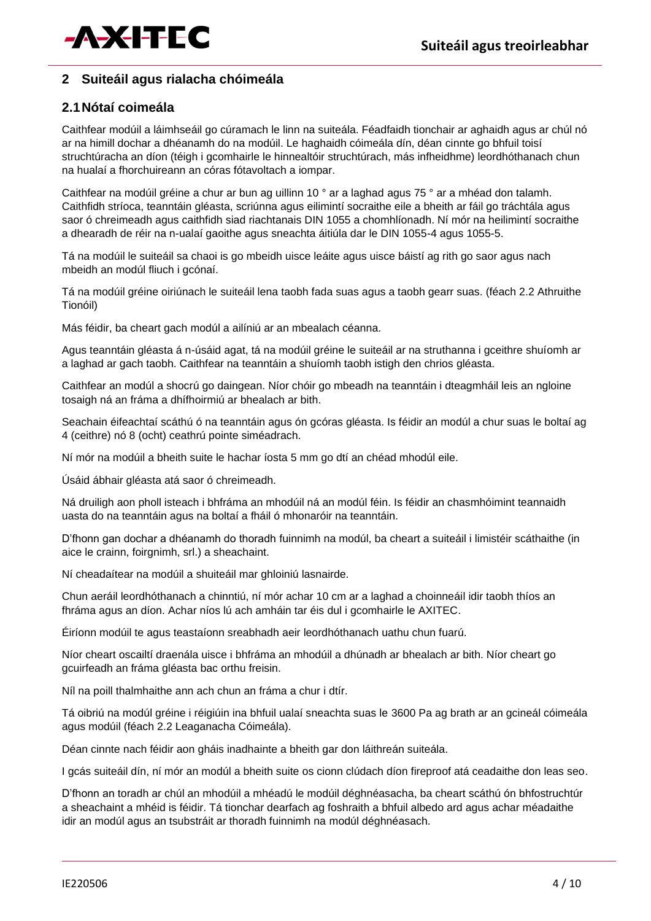## 2 Suiteáil agus rialacha chóimeála

### 2.1 Nótaí coimeála

Caithfear modúil a láimhseáil go cúramach le linn na suiteála. Féadfaidh tionchair ar aghaidh agus ar chúl nó ar na himill dochar a dhéanamh do na modúil. Le haghaidh cóimeála dín, déan cinnte go bhfuil toisí struchtúracha an díon (téigh i gcomhairle le hinnealtóir struchtúrach, más infheidhme) leordhóthanach chun na hualaí a fhorchuireann an córas fótavoltach a iompar.

Caithfear na modúil gréine a chur ar bun ag uillinn 10 ° ar a laghad agus 75 ° ar a mhéad don talamh. Caithfidh stríoca, teanntáin gléasta, scriúnna agus eilimintí socraithe eile a bheith ar fáil go tráchtála agus saor ó chreimeadh agus caithfidh siad riachtanais DIN 1055 a chomhlíonadh. Ní mór na heilimintí socraithe a dhearadh de réir na n-ualaí gaoithe agus sneachta áitiúla dar le DIN 1055-4 agus 1055-5.

Tá na modúil le suiteáil sa chaoi is go mbeidh uisce leáite agus uisce báistí ag rith go saor agus nach mbeidh an modúl fliuch i gcónaí.

Tá na modúil gréine oiriúnach le suiteáil lena taobh fada suas agus a taobh gearr suas. (féach 2.2 Athruithe Tionóil)

Más féidir, ba cheart gach modúl a ailíniú ar an mbealach céanna.

Agus teanntáin gléasta á n-úsáid agat, tá na modúil gréine le suiteáil ar na struthanna i gceithre shuíomh ar a laghad ar gach taobh. Caithfear na teanntáin a shuíomh taobh istigh den chrios gléasta.

Caithfear an modúl a shocrú go daingean. Níor chóir go mbeadh na teanntáin i dteagmháil leis an ngloine tosaigh ná an fráma a dhífhoirmiú ar bhealach ar bith.

Seachain éifeachtaí scáthú ó na teanntáin agus ón gcóras gléasta. Is féidir an modúl a chur suas le boltaí ag 4 (ceithre) nó 8 (ocht) ceathrú pointe siméadrach.

Ní mór na modúil a bheith suite le hachar íosta 5 mm go dtí an chéad mhodúl eile.

Úsáid ábhair gléasta atá saor ó chreimeadh.

Ná druiligh aon pholl isteach i bhfráma an mhodúil ná an modúl féin. Is féidir an chasmhóimint teannaidh uasta do na teanntáin agus na boltaí a fháil ó mhonaróir na teanntáin.

D'fhonn gan dochar a dhéanamh do thoradh fuinnimh na modúl, ba cheart a suiteáil i limistéir scáthaithe (in aice le crainn, foirgnimh, srl.) a sheachaint.

Ní cheadaítear na modúil a shuiteáil mar ghloiniú lasnairde.

Chun aeráil leordhóthanach a chinntiú, ní mór achar 10 cm ar a laghad a choinneáil idir taobh thíos an fhráma agus an díon. Achar níos lú ach amháin tar éis dul i gcomhairle le AXITEC.

Éiríonn modúil te agus teastaíonn sreabhadh aeir leordhóthanach uathu chun fuarú.

Níor cheart oscailtí draenála uisce i bhfráma an mhodúil a dhúnadh ar bhealach ar bith. Níor cheart go gcuirfeadh an fráma gléasta bac orthu freisin.

Níl na poill thalmhaithe ann ach chun an fráma a chur i dtír.

Tá oibriú na modúl gréine i réigiúin ina bhfuil ualaí sneachta suas le 3600 Pa ag brath ar an gcineál cóimeála agus modúil (féach 2.2 Leaganacha Cóimeála).

Déan cinnte nach féidir aon gháis inadhainte a bheith gar don láithreán suiteála.

I gcás suiteáil dín, ní mór an modúl a bheith suite os cionn clúdach díon fireproof atá ceadaithe don leas seo.

D'fhonn an toradh ar chúl an mhodúil a mhéadú le modúil déghnéasacha, ba cheart scáthú ón bhfostruchtúr a sheachaint a mhéid is féidir. Tá tionchar dearfach ag foshraith a bhfuil albedo ard agus achar méadaithe idir an modúl agus an tsubstráit ar thoradh fuinnimh na modúl déghnéasach.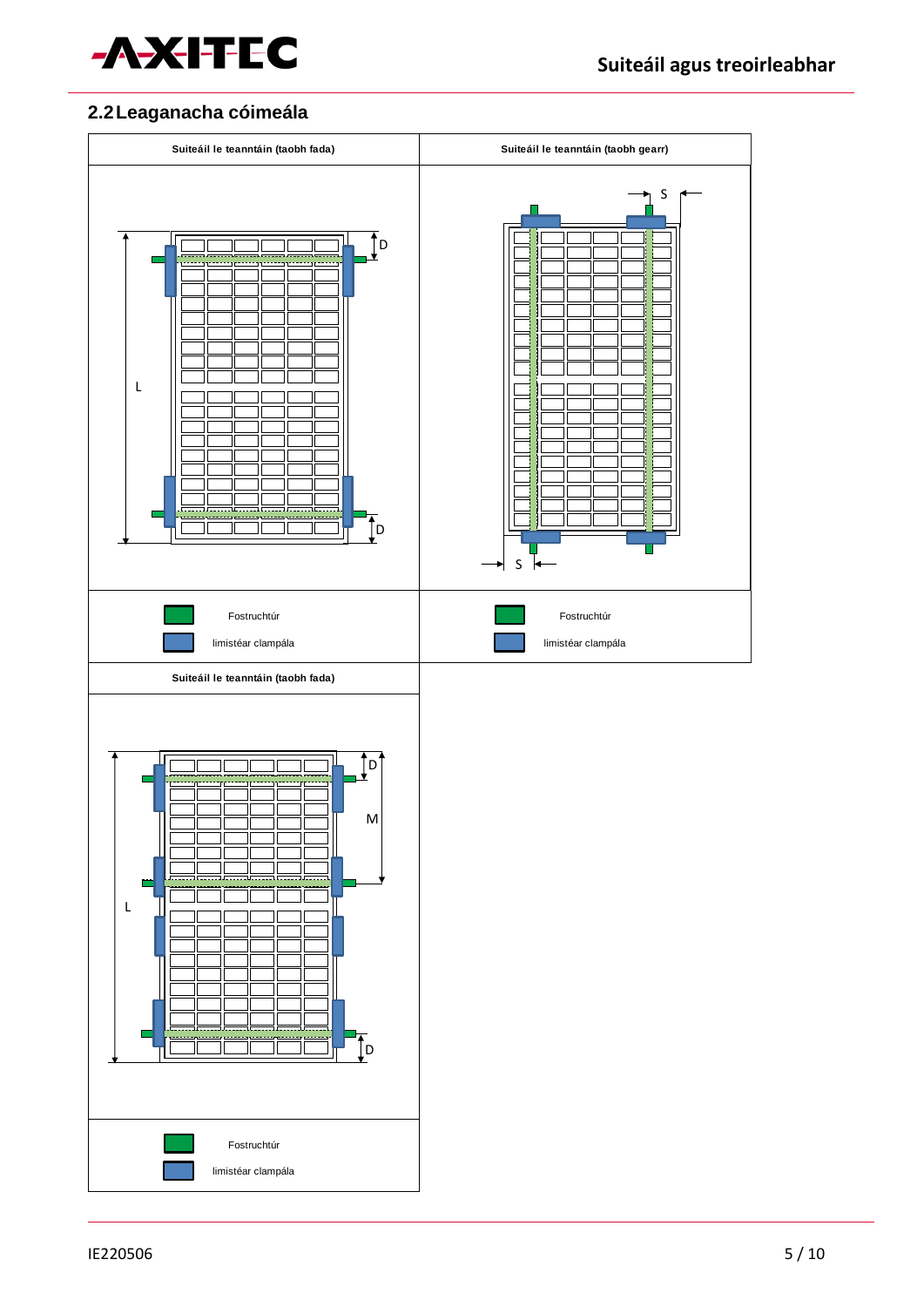## 2.2 Leaganacha cóimeála

| Suiteáil le teanntáin (taobh fada) | Suiteáil le teanntáin (taobh gearr) |
|---|---|
| D, L, D | S, S |
| Fostruchtúr<br>limistéar clampála | Fostruchtúr<br>limistéar clampála |
| **Suiteáil le teanntáin (taobh fada)** | |
| D, M, L, D | |
| Fostruchtúr<br>limistéar clampála | |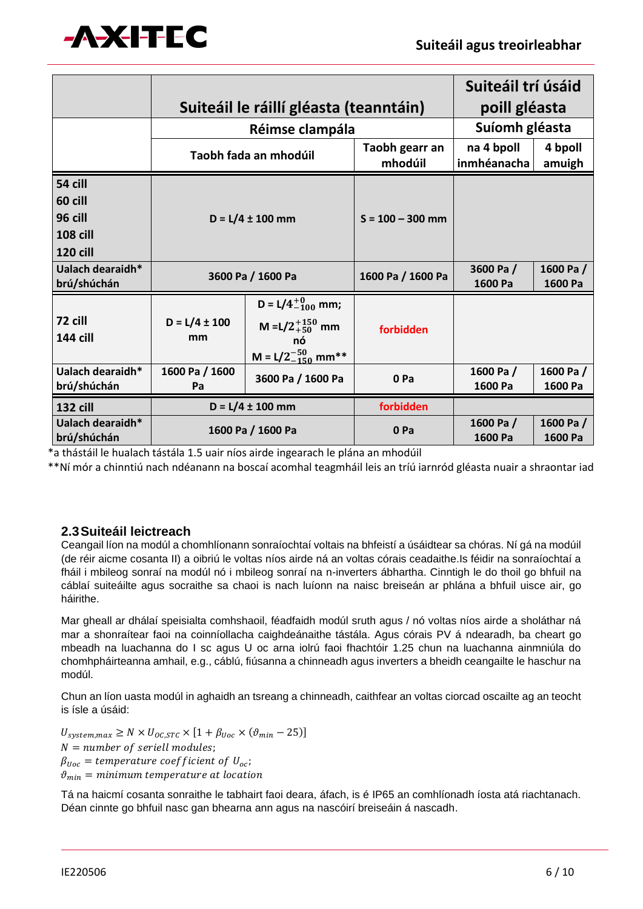| | Suiteáil le ráillí gléasta (teanntáin) | | | Suiteáil trí úsáid poill gléasta | |
|---|---|---|---|---|---|
| | Réimse clampála | | | Suíomh gléasta | |
| | Taobh fada an mhodúil | | Taobh gearr an mhodúil | na 4 bpoll inmhéanacha | 4 bpoll amuigh |
| 54 cill<br>60 cill<br>96 cill<br>108 cill<br>120 cill | D = L/4 ± 100 mm | | S = 100 – 300 mm | | |
| Ualach dearaidh* brú/shúchán | 3600 Pa / 1600 Pa | | 1600 Pa / 1600 Pa | 3600 Pa / 1600 Pa | 1600 Pa / 1600 Pa |
| 72 cill<br>144 cill | D = L/4 ± 100 mm | D = $L/4^{+0}_{-100}$ mm;<br>M = $L/2^{+150}_{+50}$ mm<br>nó<br>M = $L/2^{-50}_{-150}$ mm** | forbidden | | |
| Ualach dearaidh* brú/shúchán | 1600 Pa / 1600 Pa | 3600 Pa / 1600 Pa | 0 Pa | 1600 Pa / 1600 Pa | 1600 Pa / 1600 Pa |
| 132 cill | D = L/4 ± 100 mm | | forbidden | | |
| Ualach dearaidh* brú/shúchán | 1600 Pa / 1600 Pa | | 0 Pa | 1600 Pa / 1600 Pa | 1600 Pa / 1600 Pa |

*a thástáil le hualach tástála 1.5 uair níos airde ingearach le plána an mhodúil

**Ní mór a chinntiú nach ndéanann na boscaí acomhal teagmháil leis an tríú iarnród gléasta nuair a shraontar iad

## 2.3 Suiteáil leictreach

Ceangail líon na modúl a chomhlíonann sonraíochtaí voltais na bhfeistí a úsáidtear sa chóras. Ní gá na modúil (de réir aicme cosanta II) a oibriú le voltas níos airde ná an voltas córais ceadaithe.Is féidir na sonraíochtaí a fháil i mbileog sonraí na modúl nó i mbileog sonraí na n-inverters ábhartha. Cinntigh le do thoil go bhfuil na cáblaí suiteáilte agus socraithe sa chaoi is nach luíonn na naisc breiseán ar phlána a bhfuil uisce air, go háirithe.

Mar gheall ar dhálaí speisialta comhshaoil, féadfaidh modúl sruth agus / nó voltas níos airde a sholáthar ná mar a shonraítear faoi na coinníollacha caighdeánaithe tástála. Agus córais PV á ndearadh, ba cheart go mbeadh na luachanna do I sc agus U oc arna iolrú faoi fhachtóir 1.25 chun na luachanna ainmniúla do chomhpháirteanna amhail, e.g., cáblú, fiúsanna a chinneadh agus inverters a bheidh ceangailte le haschur na modúl.

Chun an líon uasta modúl in aghaidh an tsreang a chinneadh, caithfear an voltas ciorcad oscailte ag an teocht is ísle a úsáid:

$$U_{system,max} \geq N \times U_{OC,STC} \times [1 + \beta_{Uoc} \times (\vartheta_{min} - 25)]$$

$N = number\ of\ seriell\ modules;$

$\beta_{Uoc} = temperature\ coefficient\ of\ U_{oc};$

$\vartheta_{min} = minimum\ temperature\ at\ location$

Tá na haicmí cosanta sonraithe le tabhairt faoi deara, áfach, is é IP65 an comhlíonadh íosta atá riachtanach. Déan cinnte go bhfuil nasc gan bhearna ann agus na nascóirí breiseáin á nascadh.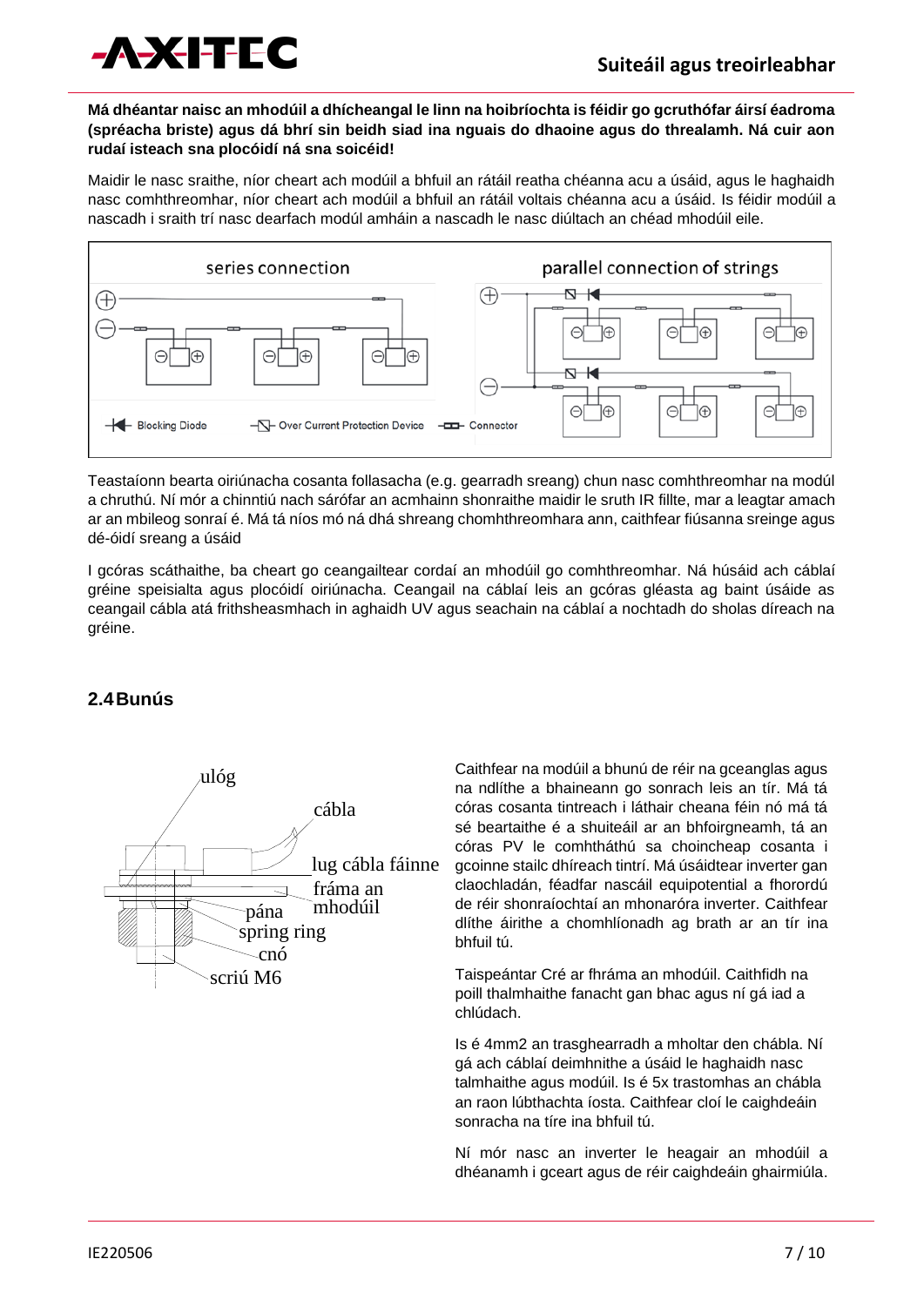**Má dhéantar naisc an mhodúil a dhícheangal le linn na hoibríochta is féidir go gcruthófar áirsí éadroma (spréacha briste) agus dá bhrí sin beidh siad ina nguais do dhaoine agus do threalamh. Ná cuir aon rudaí isteach sna plocóidí ná sna soicéid!**

Maidir le nasc sraithe, níor cheart ach modúil a bhfuil an rátáil reatha chéanna acu a úsáid, agus le haghaidh nasc comhthreomhar, níor cheart ach modúil a bhfuil an rátáil voltais chéanna acu a úsáid. Is féidir modúil a nascadh i sraith trí nasc dearfach modúl amháin a nascadh le nasc diúltach an chéad mhodúil eile.

series connection

parallel connection of strings

Blocking Diode — Over Current Protection Device — Connector

Teastaíonn bearta oiriúnacha cosanta follasacha (e.g. gearradh sreang) chun nasc comhthreomhar na modúl a chruthú. Ní mór a chinntiú nach sárófar an acmhainn shonraithe maidir le sruth IR fillte, mar a leagtar amach ar an mbileog sonraí é. Má tá níos mó ná dhá shreang chomhthreomhara ann, caithfear fiúsanna sreinge agus dé-óidí sreang a úsáid

I gcóras scáthaithe, ba cheart go ceangailtear cordaí an mhodúil go comhthreomhar. Ná húsáid ach cáblaí gréine speisialta agus plocóidí oiriúnacha. Ceangail na cáblaí leis an gcóras gléasta ag baint úsáide as ceangail cábla atá frithsheasmhach in aghaidh UV agus seachain na cáblaí a nochtadh do sholas díreach na gréine.

## 2.4 Bunús

ulóg, cábla, lug cábla fáinne, fráma an mhodúil, pána, spring ring, cnó, scriú M6

Caithfear na modúil a bhunú de réir na gceanglas agus na ndlíthe a bhaineann go sonrach leis an tír. Má tá córas cosanta tintreach i láthair cheana féin nó má tá sé beartaithe é a shuiteáil ar an bhfoirgneamh, tá an córas PV le comhtháthú sa choincheap cosanta i gcoinne stailc dhíreach tintrí. Má úsáidtear inverter gan claochladán, féadfar nascáil equipotential a fhorordú de réir shonraíochtaí an mhonaróra inverter. Caithfear dlíthe áirithe a chomhlíonadh ag brath ar an tír ina bhfuil tú.

Taispeántar Cré ar fhráma an mhodúil. Caithfidh na poill thalmhaithe fanacht gan bhac agus ní gá iad a chlúdach.

Is é 4mm2 an trasghearradh a mholtar den chábla. Ní gá ach cáblaí deimhnithe a úsáid le haghaidh nasc talmhaithe agus modúil. Is é 5x trastomhas an chábla an raon lúbthachta íosta. Caithfear cloí le caighdeáin sonracha na tíre ina bhfuil tú.

Ní mór nasc an inverter le heagair an mhodúil a dhéanamh i gceart agus de réir caighdeáin ghairmiúla.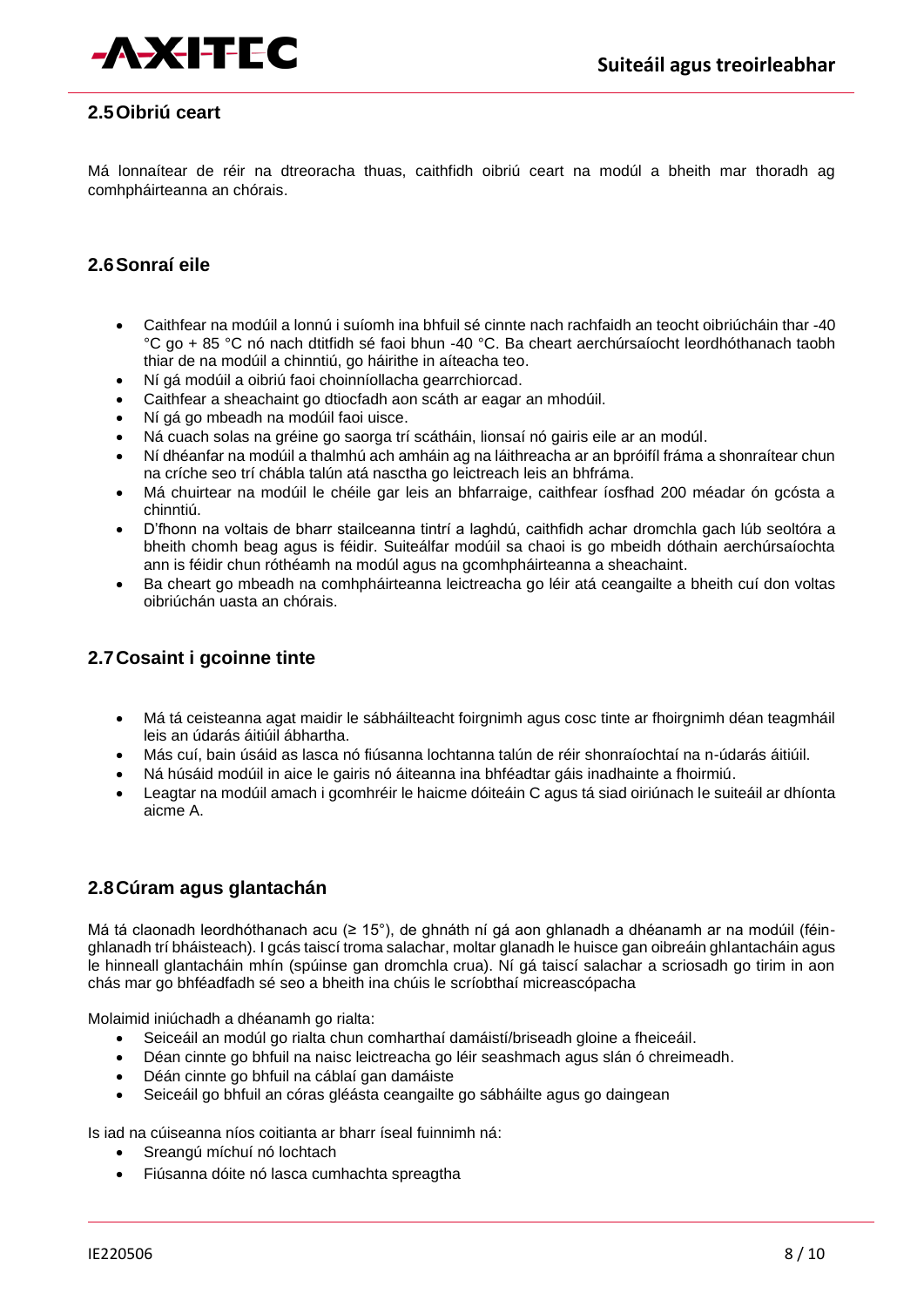## 2.5 Oibriú ceart

Má lonnaítear de réir na dtreoracha thuas, caithfidh oibriú ceart na modúl a bheith mar thoradh ag comhpháirteanna an chórais.

## 2.6 Sonraí eile

- Caithfear na modúil a lonnú i suíomh ina bhfuil sé cinnte nach rachfaidh an teocht oibriúcháin thar -40 °C go + 85 °C nó nach dtitfidh sé faoi bhun -40 °C. Ba cheart aerchúrsaíocht leordhóthanach taobh thiar de na modúil a chinntiú, go háirithe in áiteacha teo.
- Ní gá modúil a oibriú faoi choinníollacha gearrchiorcad.
- Caithfear a sheachaint go dtiocfadh aon scáth ar eagar an mhodúil.
- Ní gá go mbeadh na modúil faoi uisce.
- Ná cuach solas na gréine go saorga trí scátháin, lionsaí nó gairis eile ar an modúl.
- Ní dhéanfar na modúil a thalmhú ach amháin ag na láithreacha ar an bpróifíl fráma a shonraítear chun na críche seo trí chábla talún atá nasctha go leictreach leis an bhfráma.
- Má chuirtear na modúil le chéile gar leis an bhfarraige, caithfear íosfhad 200 méadar ón gcósta a chinntiú.
- D'fhonn na voltais de bharr stailceanna tintrí a laghdú, caithfidh achar dromchla gach lúb seoltóra a bheith chomh beag agus is féidir. Suiteálfar modúil sa chaoi is go mbeidh dóthain aerchúrsaíochta ann is féidir chun róthéamh na modúl agus na gcomhpháirteanna a sheachaint.
- Ba cheart go mbeadh na comhpháirteanna leictreacha go léir atá ceangailte a bheith cuí don voltas oibriúchán uasta an chórais.

## 2.7 Cosaint i gcoinne tinte

- Má tá ceisteanna agat maidir le sábháilteacht foirgnimh agus cosc tinte ar fhoirgnimh déan teagmháil leis an údarás áitiúil ábhartha.
- Más cuí, bain úsáid as lasca nó fiúsanna lochtanna talún de réir shonraíochtaí na n-údarás áitiúil.
- Ná húsáid modúil in aice le gairis nó áiteanna ina bhféadtar gáis inadhainte a fhoirmiú.
- Leagtar na modúil amach i gcomhréir le haicme dóiteáin C agus tá siad oiriúnach le suiteáil ar dhíonta aicme A.

## 2.8 Cúram agus glantachán

Má tá claonadh leordhóthanach acu (≥ 15°), de ghnáth ní gá aon ghlanadh a dhéanamh ar na modúil (féin-ghlanadh trí bháisteach). I gcás taiscí troma salachar, moltar glanadh le huisce gan oibreáin ghlantacháin agus le hinneall glantacháin mhín (spúinse gan dromchla crua). Ní gá taiscí salachar a scriosadh go tirim in aon chás mar go bhféadfadh sé seo a bheith ina chúis le scríobthaí micreascópacha

Molaimid iniúchadh a dhéanamh go rialta:

- Seiceáil an modúl go rialta chun comharthaí damáistí/briseadh gloine a fheiceáil.
- Déan cinnte go bhfuil na naisc leictreacha go léir seashmach agus slán ó chreimeadh.
- Déán cinnte go bhfuil na cáblaí gan damáiste
- Seiceáil go bhfuil an córas gléásta ceangailte go sábháilte agus go daingean

Is iad na cúiseanna níos coitianta ar bharr íseal fuinnimh ná:

- Sreangú míchuí nó lochtach
- Fiúsanna dóite nó lasca cumhachta spreagtha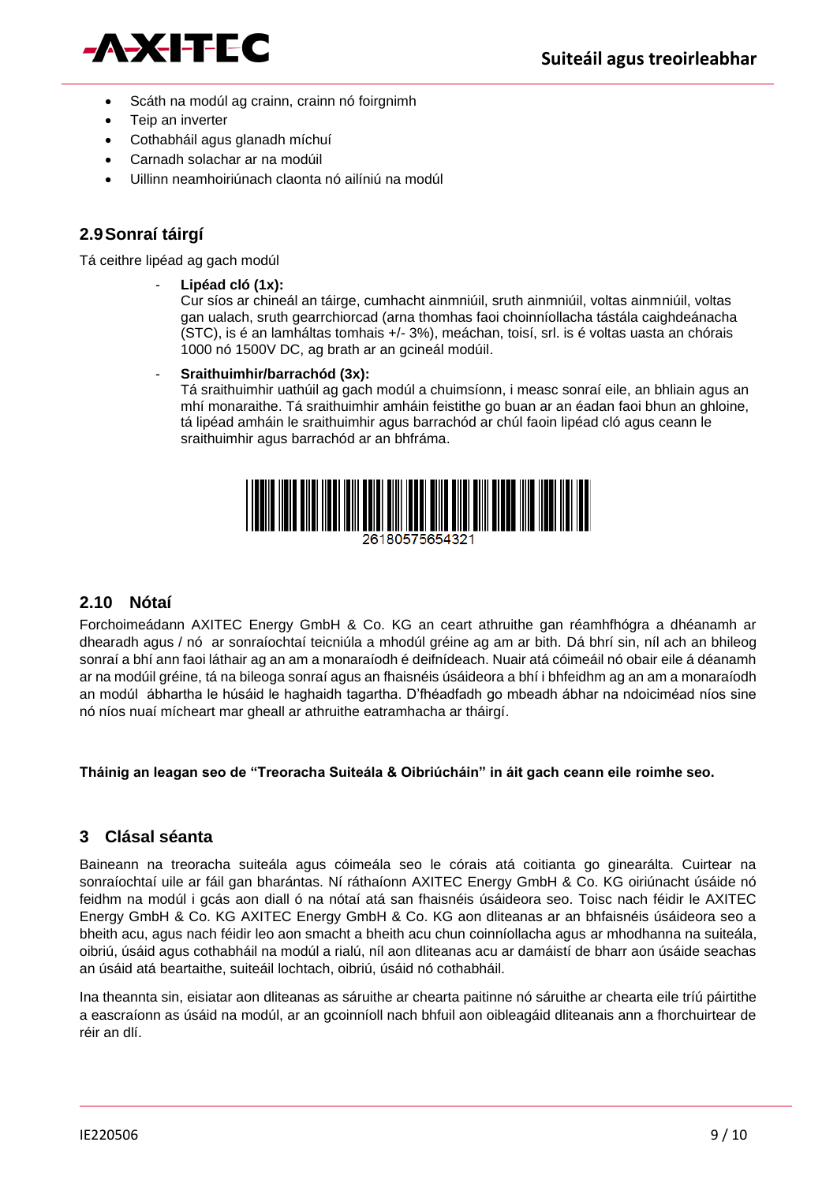- Scáth na modúl ag crainn, crainn nó foirgnimh
- Teip an inverter
- Cothabháil agus glanadh míchuí
- Carnadh solachar ar na modúil
- Uillinn neamhoiriúnach claonta nó ailíniú na modúl

## 2.9 Sonraí táirgí

Tá ceithre lipéad ag gach modúl

- **Lipéad cló (1x):**
  Cur síos ar chineál an táirge, cumhacht ainmniúil, sruth ainmniúil, voltas ainmniúil, voltas gan ualach, sruth gearrchiorcad (arna thomhas faoi choinníollacha tástála caighdeánacha (STC), is é an lamháltas tomhais +/- 3%), meáchan, toisí, srl. is é voltas uasta an chórais 1000 nó 1500V DC, ag brath ar an gcineál modúil.

- **Sraithuimhir/barrachód (3x):**
  Tá sraithuimhir uathúil ag gach modúl a chuimsíonn, i measc sonraí eile, an bhliain agus an mhí monaraithe. Tá sraithuimhir amháin feistithe go buan ar an éadan faoi bhun an ghloine, tá lipéad amháin le sraithuimhir agus barrachód ar chúl faoin lipéad cló agus ceann le sraithuimhir agus barrachód ar an bhfráma.

26180575654321

## 2.10 Nótaí

Forchoimeádann AXITEC Energy GmbH & Co. KG an ceart athruithe gan réamhfhógra a dhéanamh ar dhearadh agus / nó ar sonraíochtaí teicniúla a mhodúl gréine ag am ar bith. Dá bhrí sin, níl ach an bhileog sonraí a bhí ann faoi láthair ag an am a monaraíodh é deifnídeach. Nuair atá cóimeáil nó obair eile á déanamh ar na modúil gréine, tá na bileoga sonraí agus an fhaisnéis úsáideora a bhí i bhfeidhm ag an am a monaraíodh an modúl ábhartha le húsáid le haghaidh tagartha. D'fhéadfadh go mbeadh ábhar na ndoiciméad níos sine nó níos nuaí mícheart mar gheall ar athruithe eatramhacha ar tháirgí.

**Tháinig an leagan seo de "Treoracha Suiteála & Oibriúcháin" in áit gach ceann eile roimhe seo.**

# 3 Clásal séanta

Baineann na treoracha suiteála agus cóimeála seo le córais atá coitianta go ginearálta. Cuirtear na sonraíochtaí uile ar fáil gan bharántas. Ní ráthaíonn AXITEC Energy GmbH & Co. KG oiriúnacht úsáide nó feidhm na modúl i gcás aon diall ó na nótaí atá san fhaisnéis úsáideora seo. Toisc nach féidir le AXITEC Energy GmbH & Co. KG AXITEC Energy GmbH & Co. KG aon dliteanas ar an bhfaisnéis úsáideora seo a bheith acu, agus nach féidir leo aon smacht a bheith acu chun coinníollacha agus ar mhodhanna na suiteála, oibriú, úsáid agus cothabháil na modúl a rialú, níl aon dliteanas acu ar damáistí de bharr aon úsáide seachas an úsáid atá beartaithe, suiteáil lochtach, oibriú, úsáid nó cothabháil.

Ina theannta sin, eisiatar aon dliteanas as sáruithe ar chearta paitinne nó sáruithe ar chearta eile tríú páirtithe a eascraíonn as úsáid na modúl, ar an gcoinníoll nach bhfuil aon oibleagáid dliteanais ann a fhorchuirtear de réir an dlí.

IE220506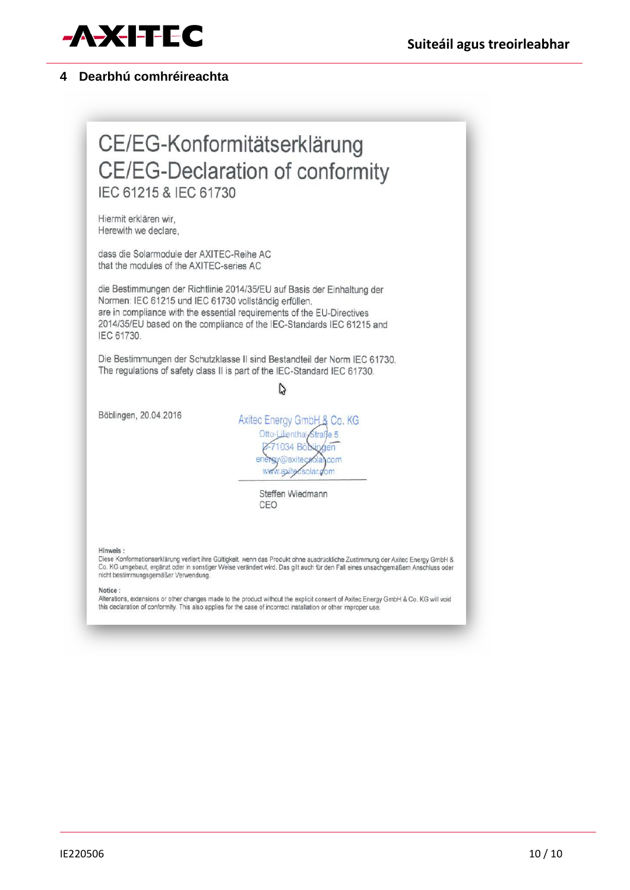## 4 Dearbhú comhréireachta

# CE/EG-Konformitätserklärung
# CE/EG-Declaration of conformity

IEC 61215 & IEC 61730

Hiermit erklären wir,
Herewith we declare,

dass die Solarmodule der AXITEC-Reihe AC
that the modules of the AXITEC-series AC

die Bestimmungen der Richtlinie 2014/35/EU auf Basis der Einhaltung der Normen: IEC 61215 und IEC 61730 vollständig erfüllen.
are in compliance with the essential requirements of the EU-Directives 2014/35/EU based on the compliance of the IEC-Standards IEC 61215 and IEC 61730.

Die Bestimmungen der Schutzklasse II sind Bestandteil der Norm IEC 61730.
The regulations of safety class II is part of the IEC-Standard IEC 61730.

Böblingen, 20.04.2016

Axitec Energy GmbH & Co. KG
Otto-Lilienthal-Straße 5
D-71034 Böblingen
energy@axitecsolar.com
www.axitecsolar.com

Steffen Wiedmann
CEO

**Hinweis :**
Diese Konformationserklärung verliert ihre Gültigkeit, wenn das Produkt ohne ausdrückliche Zustimmung der Axitec Energy GmbH & Co. KG umgebaut, ergänzt oder in sonstiger Weise verändert wird. Das gilt auch für den Fall eines unsachgemäßen Anschluss oder nicht bestimmungsgemäßer Verwendung.

**Notice :**
Alterations, extensions or other changes made to the product without the explicit consent of Axitec Energy GmbH & Co. KG will void this declaration of conformity. This also applies for the case of incorrect installation or other improper use.